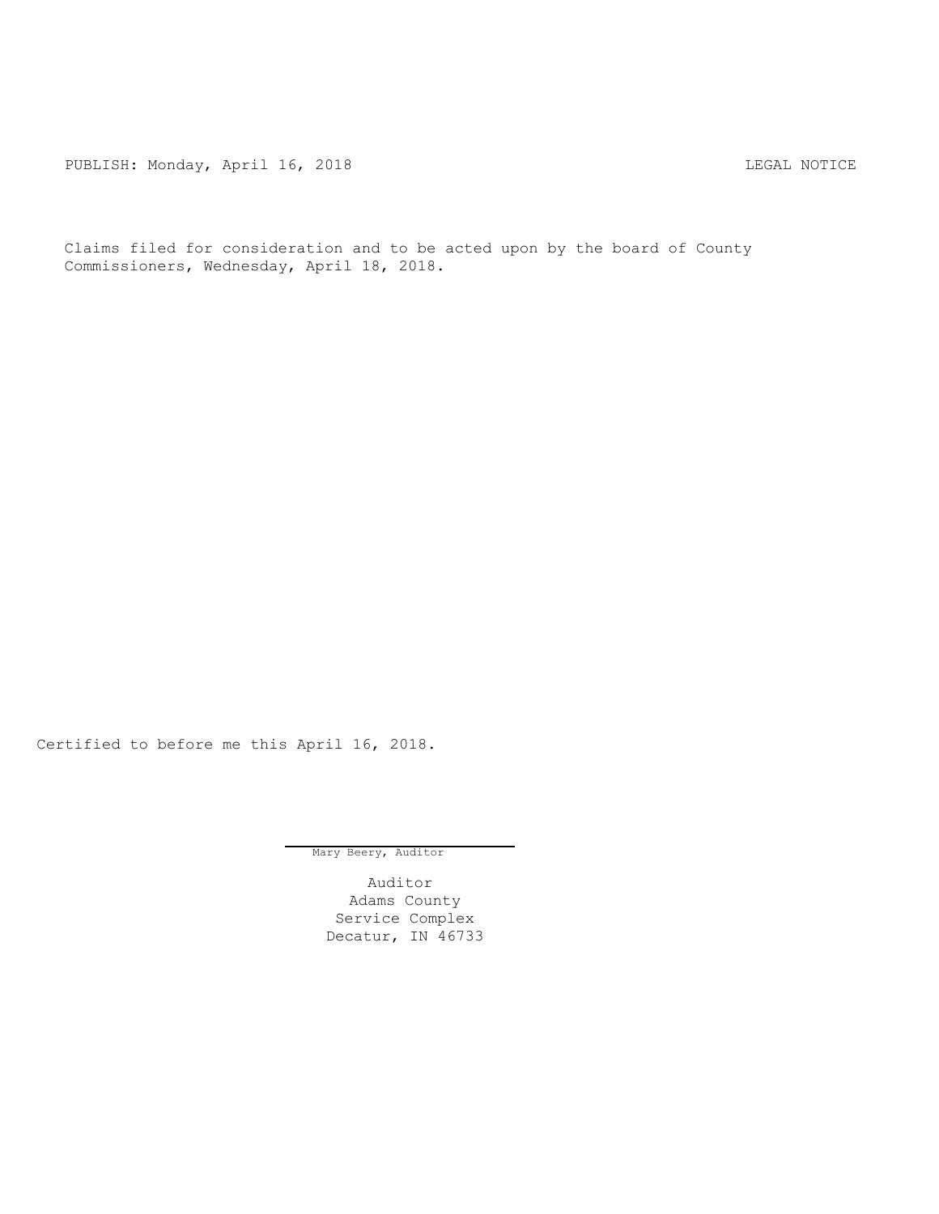PUBLISH: Monday, April 16, 2018 LEGAL NOTICE

Claims filed for consideration and to be acted upon by the board of County Commissioners, Wednesday, April 18, 2018.

Certified to before me this April 16, 2018.

Mary Beery, Auditor

Auditor
Adams County
Service Complex
Decatur, IN 46733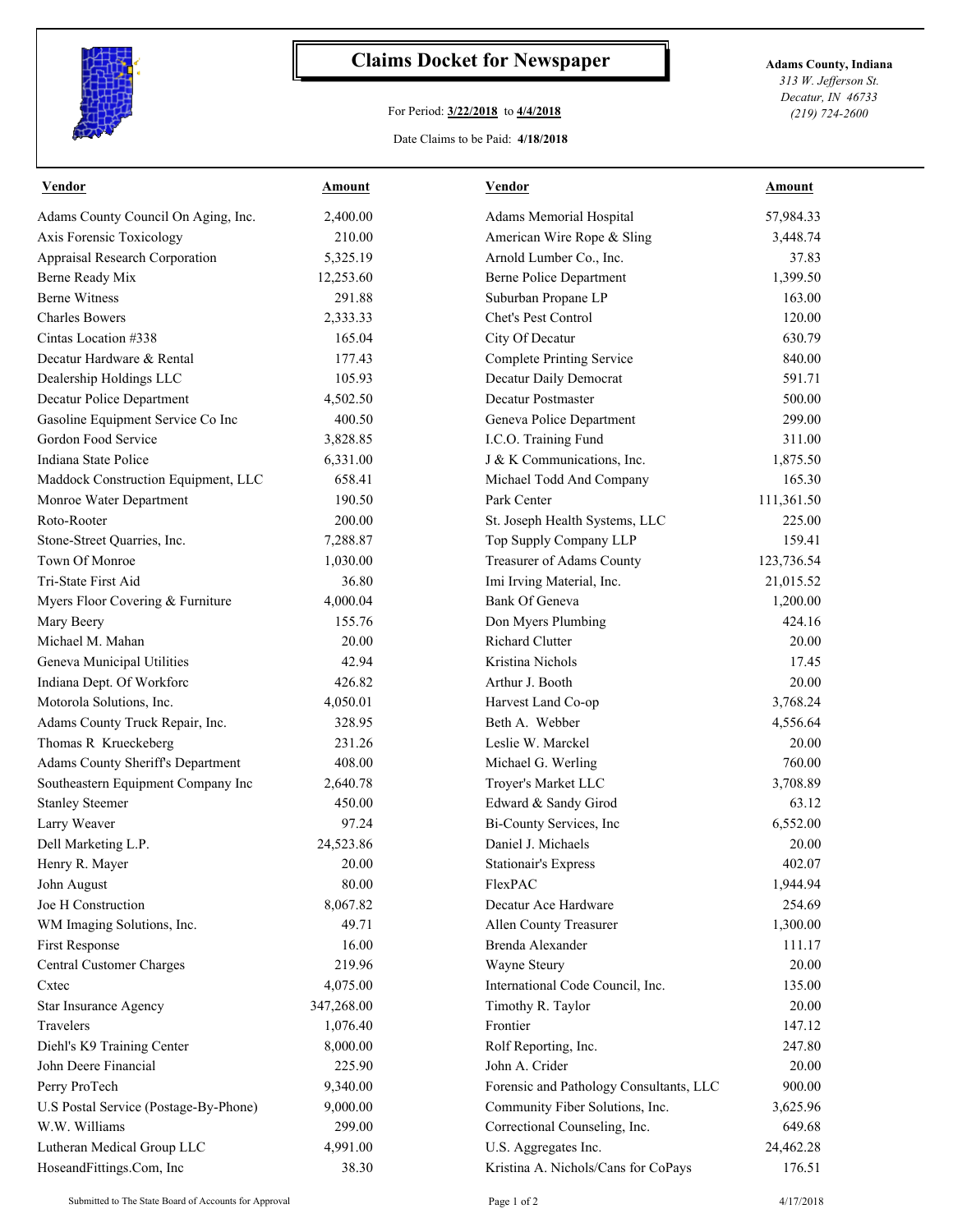# Claims Docket for Newspaper

For Period: **3/22/2018** to **4/4/2018**

Date Claims to be Paid: **4/18/2018**

**Adams County, Indiana**
*313 W. Jefferson St.*
*Decatur, IN 46733*
*(219) 724-2600*

| Vendor | Amount | Vendor | Amount |
|---|---|---|---|
| Adams County Council On Aging, Inc. | 2,400.00 | Adams Memorial Hospital | 57,984.33 |
| Axis Forensic Toxicology | 210.00 | American Wire Rope & Sling | 3,448.74 |
| Appraisal Research Corporation | 5,325.19 | Arnold Lumber Co., Inc. | 37.83 |
| Berne Ready Mix | 12,253.60 | Berne Police Department | 1,399.50 |
| Berne Witness | 291.88 | Suburban Propane LP | 163.00 |
| Charles Bowers | 2,333.33 | Chet's Pest Control | 120.00 |
| Cintas Location #338 | 165.04 | City Of Decatur | 630.79 |
| Decatur Hardware & Rental | 177.43 | Complete Printing Service | 840.00 |
| Dealership Holdings LLC | 105.93 | Decatur Daily Democrat | 591.71 |
| Decatur Police Department | 4,502.50 | Decatur Postmaster | 500.00 |
| Gasoline Equipment Service Co Inc | 400.50 | Geneva Police Department | 299.00 |
| Gordon Food Service | 3,828.85 | I.C.O. Training Fund | 311.00 |
| Indiana State Police | 6,331.00 | J & K Communications, Inc. | 1,875.50 |
| Maddock Construction Equipment, LLC | 658.41 | Michael Todd And Company | 165.30 |
| Monroe Water Department | 190.50 | Park Center | 111,361.50 |
| Roto-Rooter | 200.00 | St. Joseph Health Systems, LLC | 225.00 |
| Stone-Street Quarries, Inc. | 7,288.87 | Top Supply Company LLP | 159.41 |
| Town Of Monroe | 1,030.00 | Treasurer of Adams County | 123,736.54 |
| Tri-State First Aid | 36.80 | Imi Irving Material, Inc. | 21,015.52 |
| Myers Floor Covering & Furniture | 4,000.04 | Bank Of Geneva | 1,200.00 |
| Mary Beery | 155.76 | Don Myers Plumbing | 424.16 |
| Michael M. Mahan | 20.00 | Richard Clutter | 20.00 |
| Geneva Municipal Utilities | 42.94 | Kristina Nichols | 17.45 |
| Indiana Dept. Of Workforc | 426.82 | Arthur J. Booth | 20.00 |
| Motorola Solutions, Inc. | 4,050.01 | Harvest Land Co-op | 3,768.24 |
| Adams County Truck Repair, Inc. | 328.95 | Beth A. Webber | 4,556.64 |
| Thomas R Krueckeberg | 231.26 | Leslie W. Marckel | 20.00 |
| Adams County Sheriff's Department | 408.00 | Michael G. Werling | 760.00 |
| Southeastern Equipment Company Inc | 2,640.78 | Troyer's Market LLC | 3,708.89 |
| Stanley Steemer | 450.00 | Edward & Sandy Girod | 63.12 |
| Larry Weaver | 97.24 | Bi-County Services, Inc | 6,552.00 |
| Dell Marketing L.P. | 24,523.86 | Daniel J. Michaels | 20.00 |
| Henry R. Mayer | 20.00 | Stationair's Express | 402.07 |
| John August | 80.00 | FlexPAC | 1,944.94 |
| Joe H Construction | 8,067.82 | Decatur Ace Hardware | 254.69 |
| WM Imaging Solutions, Inc. | 49.71 | Allen County Treasurer | 1,300.00 |
| First Response | 16.00 | Brenda Alexander | 111.17 |
| Central Customer Charges | 219.96 | Wayne Steury | 20.00 |
| Cxtec | 4,075.00 | International Code Council, Inc. | 135.00 |
| Star Insurance Agency | 347,268.00 | Timothy R. Taylor | 20.00 |
| Travelers | 1,076.40 | Frontier | 147.12 |
| Diehl's K9 Training Center | 8,000.00 | Rolf Reporting, Inc. | 247.80 |
| John Deere Financial | 225.90 | John A. Crider | 20.00 |
| Perry ProTech | 9,340.00 | Forensic and Pathology Consultants, LLC | 900.00 |
| U.S Postal Service (Postage-By-Phone) | 9,000.00 | Community Fiber Solutions, Inc. | 3,625.96 |
| W.W. Williams | 299.00 | Correctional Counseling, Inc. | 649.68 |
| Lutheran Medical Group LLC | 4,991.00 | U.S. Aggregates Inc. | 24,462.28 |
| HoseandFittings.Com, Inc | 38.30 | Kristina A. Nichols/Cans for CoPays | 176.51 |

Submitted to The State Board of Accounts for Approval

4/17/2018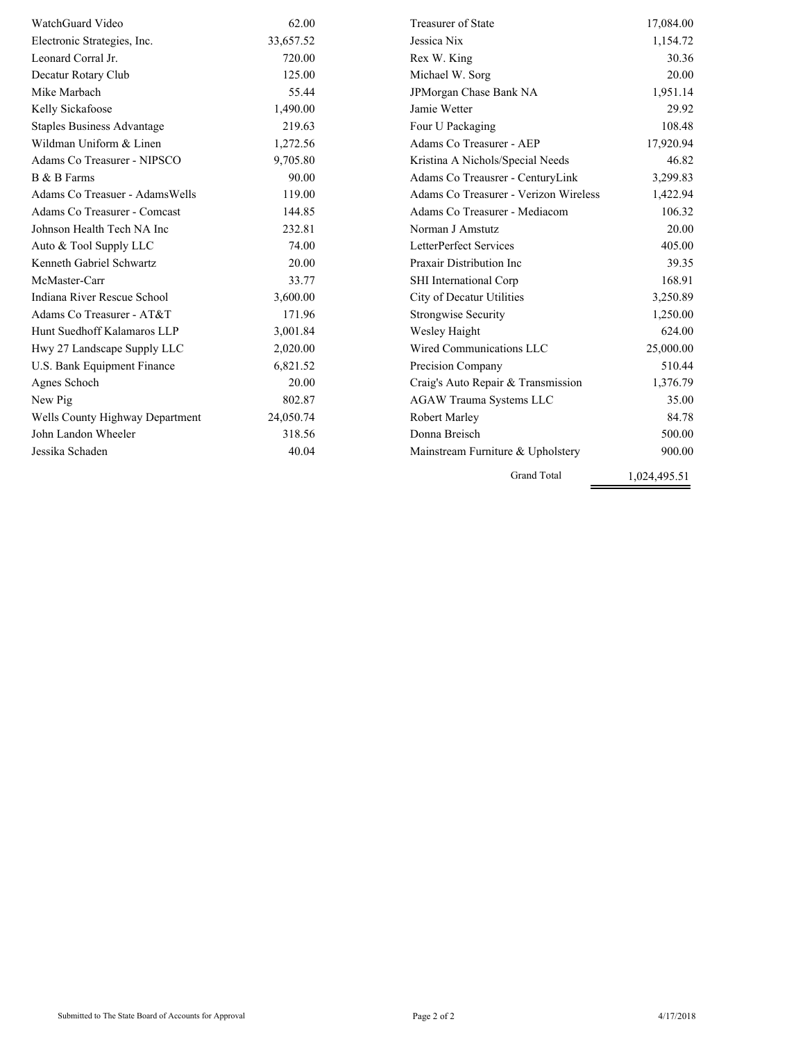| | |
|---|---|
| WatchGuard Video | 62.00 |
| Electronic Strategies, Inc. | 33,657.52 |
| Leonard Corral Jr. | 720.00 |
| Decatur Rotary Club | 125.00 |
| Mike Marbach | 55.44 |
| Kelly Sickafoose | 1,490.00 |
| Staples Business Advantage | 219.63 |
| Wildman Uniform & Linen | 1,272.56 |
| Adams Co Treasurer - NIPSCO | 9,705.80 |
| B & B Farms | 90.00 |
| Adams Co Treasuer - AdamsWells | 119.00 |
| Adams Co Treasurer - Comcast | 144.85 |
| Johnson Health Tech NA Inc | 232.81 |
| Auto & Tool Supply LLC | 74.00 |
| Kenneth Gabriel Schwartz | 20.00 |
| McMaster-Carr | 33.77 |
| Indiana River Rescue School | 3,600.00 |
| Adams Co Treasurer - AT&T | 171.96 |
| Hunt Suedhoff Kalamaros LLP | 3,001.84 |
| Hwy 27 Landscape Supply LLC | 2,020.00 |
| U.S. Bank Equipment Finance | 6,821.52 |
| Agnes Schoch | 20.00 |
| New Pig | 802.87 |
| Wells County Highway Department | 24,050.74 |
| John Landon Wheeler | 318.56 |
| Jessika Schaden | 40.04 |
| Treasurer of State | 17,084.00 |
| Jessica Nix | 1,154.72 |
| Rex W. King | 30.36 |
| Michael W. Sorg | 20.00 |
| JPMorgan Chase Bank NA | 1,951.14 |
| Jamie Wetter | 29.92 |
| Four U Packaging | 108.48 |
| Adams Co Treasurer - AEP | 17,920.94 |
| Kristina A Nichols/Special Needs | 46.82 |
| Adams Co Treausrer - CenturyLink | 3,299.83 |
| Adams Co Treasurer - Verizon Wireless | 1,422.94 |
| Adams Co Treasurer - Mediacom | 106.32 |
| Norman J Amstutz | 20.00 |
| LetterPerfect Services | 405.00 |
| Praxair Distribution Inc | 39.35 |
| SHI International Corp | 168.91 |
| City of Decatur Utilities | 3,250.89 |
| Strongwise Security | 1,250.00 |
| Wesley Haight | 624.00 |
| Wired Communications LLC | 25,000.00 |
| Precision Company | 510.44 |
| Craig's Auto Repair & Transmission | 1,376.79 |
| AGAW Trauma Systems LLC | 35.00 |
| Robert Marley | 84.78 |
| Donna Breisch | 500.00 |
| Mainstream Furniture & Upholstery | 900.00 |
| Grand Total | 1,024,495.51 |

Submitted to The State Board of Accounts for Approval

4/17/2018